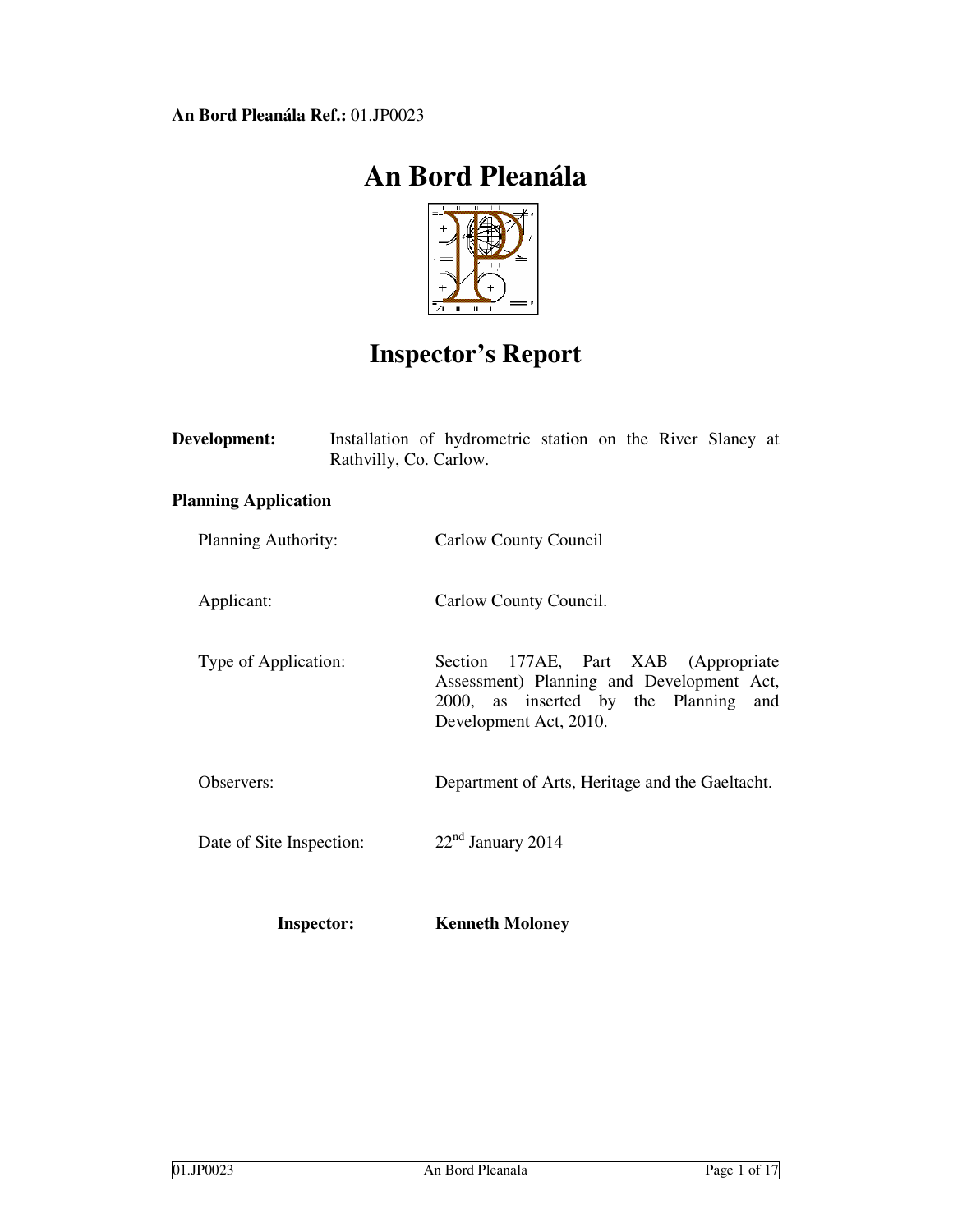**An Bord Pleanála Ref.:** 01.JP0023

# An Bord Pleanála

# Inspector's Report

**Development:** Installation of hydrometric station on the River Slaney at Rathvilly, Co. Carlow.

**Planning Application**

| | |
|---|---|
| Planning Authority: | Carlow County Council |
| Applicant: | Carlow County Council. |
| Type of Application: | Section 177AE, Part XAB (Appropriate Assessment) Planning and Development Act, 2000, as inserted by the Planning and Development Act, 2010. |
| Observers: | Department of Arts, Heritage and the Gaeltacht. |
| Date of Site Inspection: | 22nd January 2014 |

**Inspector:** **Kenneth Moloney**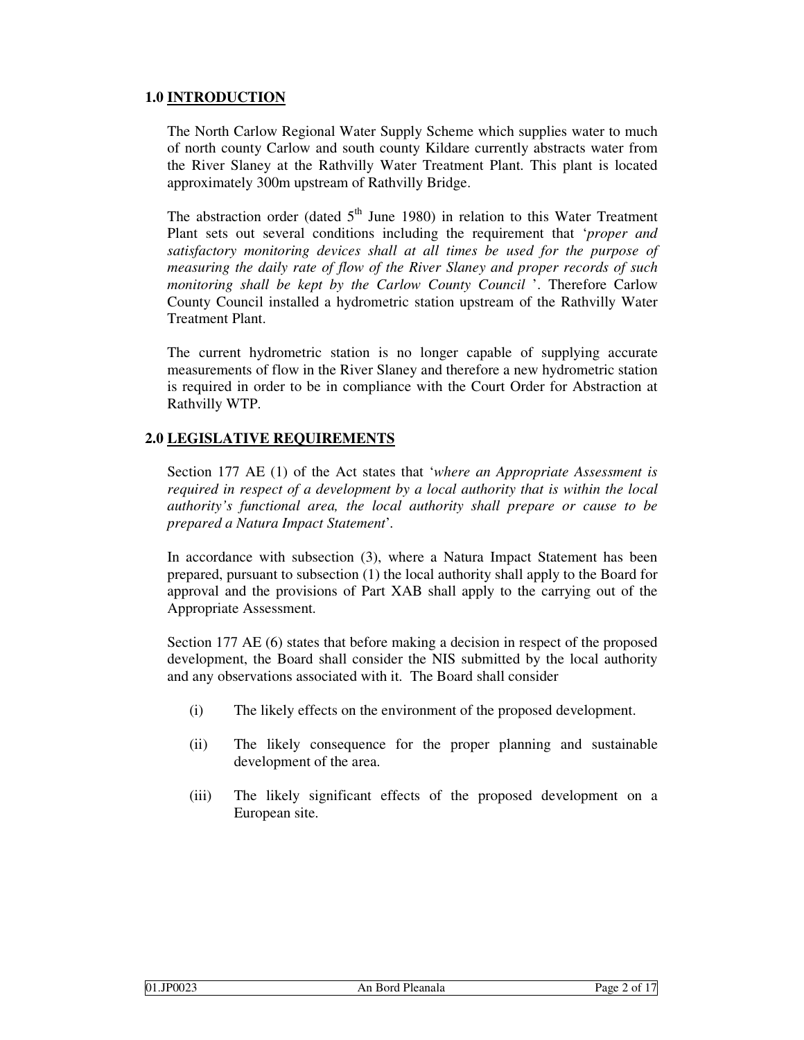## 1.0 INTRODUCTION

The North Carlow Regional Water Supply Scheme which supplies water to much of north county Carlow and south county Kildare currently abstracts water from the River Slaney at the Rathvilly Water Treatment Plant. This plant is located approximately 300m upstream of Rathvilly Bridge.

The abstraction order (dated 5th June 1980) in relation to this Water Treatment Plant sets out several conditions including the requirement that '*proper and satisfactory monitoring devices shall at all times be used for the purpose of measuring the daily rate of flow of the River Slaney and proper records of such monitoring shall be kept by the Carlow County Council* '. Therefore Carlow County Council installed a hydrometric station upstream of the Rathvilly Water Treatment Plant.

The current hydrometric station is no longer capable of supplying accurate measurements of flow in the River Slaney and therefore a new hydrometric station is required in order to be in compliance with the Court Order for Abstraction at Rathvilly WTP.

## 2.0 LEGISLATIVE REQUIREMENTS

Section 177 AE (1) of the Act states that '*where an Appropriate Assessment is required in respect of a development by a local authority that is within the local authority's functional area, the local authority shall prepare or cause to be prepared a Natura Impact Statement*'.

In accordance with subsection (3), where a Natura Impact Statement has been prepared, pursuant to subsection (1) the local authority shall apply to the Board for approval and the provisions of Part XAB shall apply to the carrying out of the Appropriate Assessment.

Section 177 AE (6) states that before making a decision in respect of the proposed development, the Board shall consider the NIS submitted by the local authority and any observations associated with it. The Board shall consider

(i) The likely effects on the environment of the proposed development.

(ii) The likely consequence for the proper planning and sustainable development of the area.

(iii) The likely significant effects of the proposed development on a European site.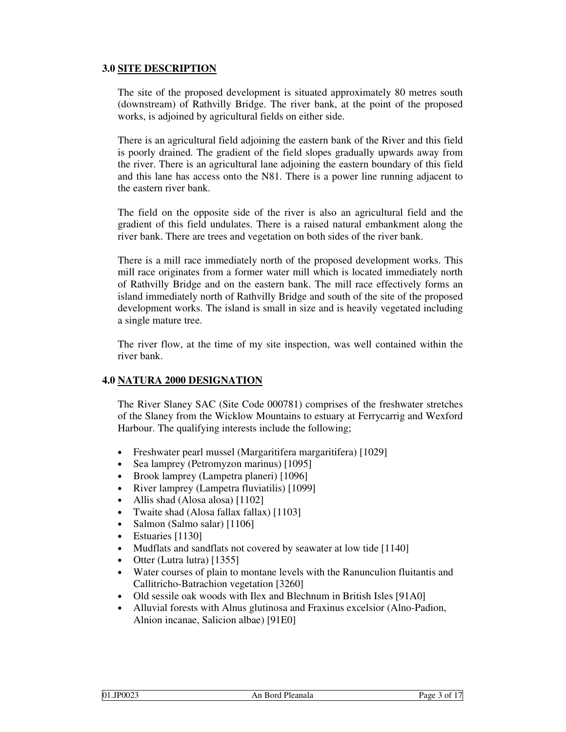## 3.0 SITE DESCRIPTION

The site of the proposed development is situated approximately 80 metres south (downstream) of Rathvilly Bridge. The river bank, at the point of the proposed works, is adjoined by agricultural fields on either side.

There is an agricultural field adjoining the eastern bank of the River and this field is poorly drained. The gradient of the field slopes gradually upwards away from the river. There is an agricultural lane adjoining the eastern boundary of this field and this lane has access onto the N81. There is a power line running adjacent to the eastern river bank.

The field on the opposite side of the river is also an agricultural field and the gradient of this field undulates. There is a raised natural embankment along the river bank. There are trees and vegetation on both sides of the river bank.

There is a mill race immediately north of the proposed development works. This mill race originates from a former water mill which is located immediately north of Rathvilly Bridge and on the eastern bank. The mill race effectively forms an island immediately north of Rathvilly Bridge and south of the site of the proposed development works. The island is small in size and is heavily vegetated including a single mature tree.

The river flow, at the time of my site inspection, was well contained within the river bank.

## 4.0 NATURA 2000 DESIGNATION

The River Slaney SAC (Site Code 000781) comprises of the freshwater stretches of the Slaney from the Wicklow Mountains to estuary at Ferrycarrig and Wexford Harbour. The qualifying interests include the following;

- Freshwater pearl mussel (Margaritifera margaritifera) [1029]
- Sea lamprey (Petromyzon marinus) [1095]
- Brook lamprey (Lampetra planeri) [1096]
- River lamprey (Lampetra fluviatilis) [1099]
- Allis shad (Alosa alosa) [1102]
- Twaite shad (Alosa fallax fallax) [1103]
- Salmon (Salmo salar) [1106]
- Estuaries [1130]
- Mudflats and sandflats not covered by seawater at low tide [1140]
- Otter (Lutra lutra) [1355]
- Water courses of plain to montane levels with the Ranunculion fluitantis and Callitricho-Batrachion vegetation [3260]
- Old sessile oak woods with Ilex and Blechnum in British Isles [91A0]
- Alluvial forests with Alnus glutinosa and Fraxinus excelsior (Alno-Padion, Alnion incanae, Salicion albae) [91E0]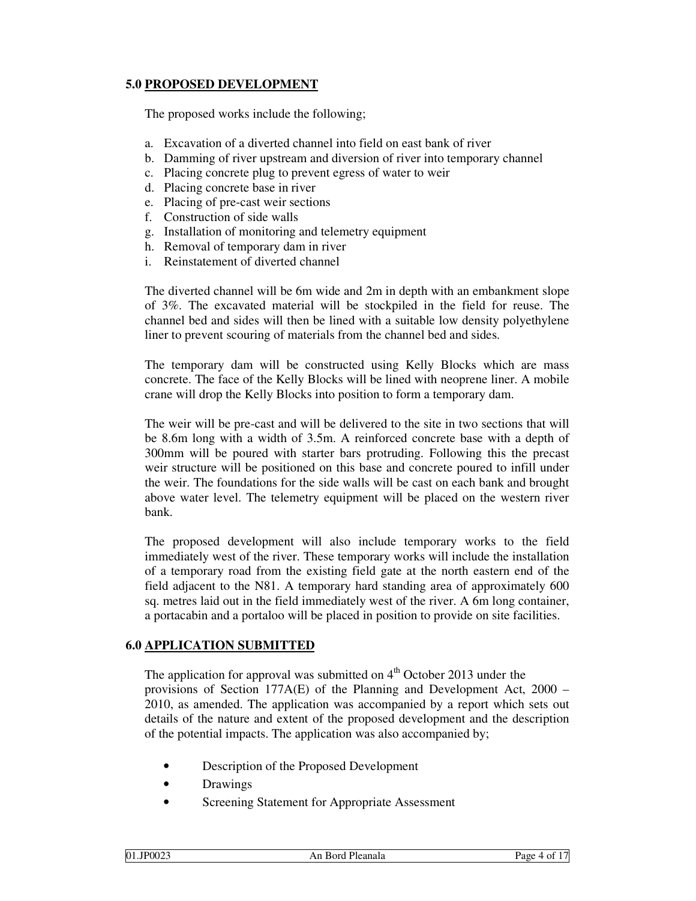## 5.0 PROPOSED DEVELOPMENT

The proposed works include the following;

a. Excavation of a diverted channel into field on east bank of river
b. Damming of river upstream and diversion of river into temporary channel
c. Placing concrete plug to prevent egress of water to weir
d. Placing concrete base in river
e. Placing of pre-cast weir sections
f. Construction of side walls
g. Installation of monitoring and telemetry equipment
h. Removal of temporary dam in river
i. Reinstatement of diverted channel

The diverted channel will be 6m wide and 2m in depth with an embankment slope of 3%. The excavated material will be stockpiled in the field for reuse. The channel bed and sides will then be lined with a suitable low density polyethylene liner to prevent scouring of materials from the channel bed and sides.

The temporary dam will be constructed using Kelly Blocks which are mass concrete. The face of the Kelly Blocks will be lined with neoprene liner. A mobile crane will drop the Kelly Blocks into position to form a temporary dam.

The weir will be pre-cast and will be delivered to the site in two sections that will be 8.6m long with a width of 3.5m. A reinforced concrete base with a depth of 300mm will be poured with starter bars protruding. Following this the precast weir structure will be positioned on this base and concrete poured to infill under the weir. The foundations for the side walls will be cast on each bank and brought above water level. The telemetry equipment will be placed on the western river bank.

The proposed development will also include temporary works to the field immediately west of the river. These temporary works will include the installation of a temporary road from the existing field gate at the north eastern end of the field adjacent to the N81. A temporary hard standing area of approximately 600 sq. metres laid out in the field immediately west of the river. A 6m long container, a portacabin and a portaloo will be placed in position to provide on site facilities.

## 6.0 APPLICATION SUBMITTED

The application for approval was submitted on 4th October 2013 under the provisions of Section 177A(E) of the Planning and Development Act, 2000 – 2010, as amended. The application was accompanied by a report which sets out details of the nature and extent of the proposed development and the description of the potential impacts. The application was also accompanied by;

- Description of the Proposed Development
- Drawings
- Screening Statement for Appropriate Assessment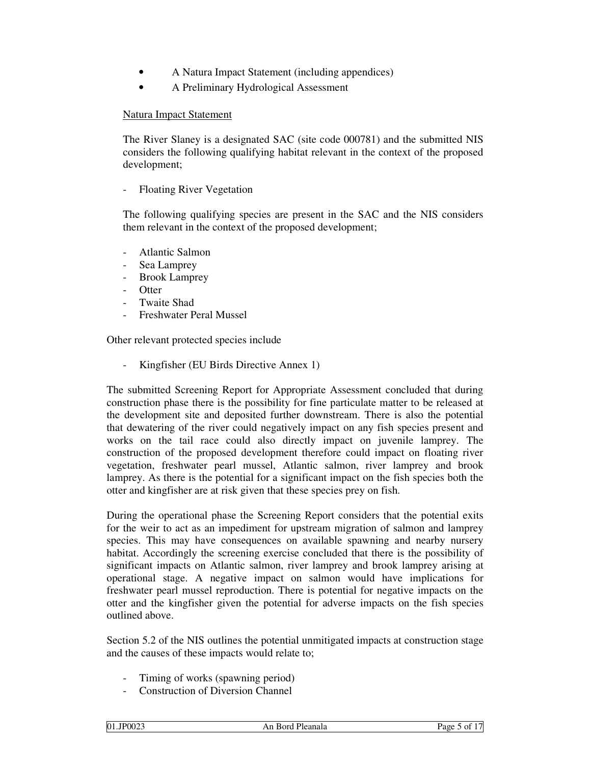- A Natura Impact Statement (including appendices)
- A Preliminary Hydrological Assessment

Natura Impact Statement

The River Slaney is a designated SAC (site code 000781) and the submitted NIS considers the following qualifying habitat relevant in the context of the proposed development;

- Floating River Vegetation

The following qualifying species are present in the SAC and the NIS considers them relevant in the context of the proposed development;

- Atlantic Salmon
- Sea Lamprey
- Brook Lamprey
- Otter
- Twaite Shad
- Freshwater Peral Mussel

Other relevant protected species include

- Kingfisher (EU Birds Directive Annex 1)

The submitted Screening Report for Appropriate Assessment concluded that during construction phase there is the possibility for fine particulate matter to be released at the development site and deposited further downstream. There is also the potential that dewatering of the river could negatively impact on any fish species present and works on the tail race could also directly impact on juvenile lamprey. The construction of the proposed development therefore could impact on floating river vegetation, freshwater pearl mussel, Atlantic salmon, river lamprey and brook lamprey. As there is the potential for a significant impact on the fish species both the otter and kingfisher are at risk given that these species prey on fish.

During the operational phase the Screening Report considers that the potential exits for the weir to act as an impediment for upstream migration of salmon and lamprey species. This may have consequences on available spawning and nearby nursery habitat. Accordingly the screening exercise concluded that there is the possibility of significant impacts on Atlantic salmon, river lamprey and brook lamprey arising at operational stage. A negative impact on salmon would have implications for freshwater pearl mussel reproduction. There is potential for negative impacts on the otter and the kingfisher given the potential for adverse impacts on the fish species outlined above.

Section 5.2 of the NIS outlines the potential unmitigated impacts at construction stage and the causes of these impacts would relate to;

- Timing of works (spawning period)
- Construction of Diversion Channel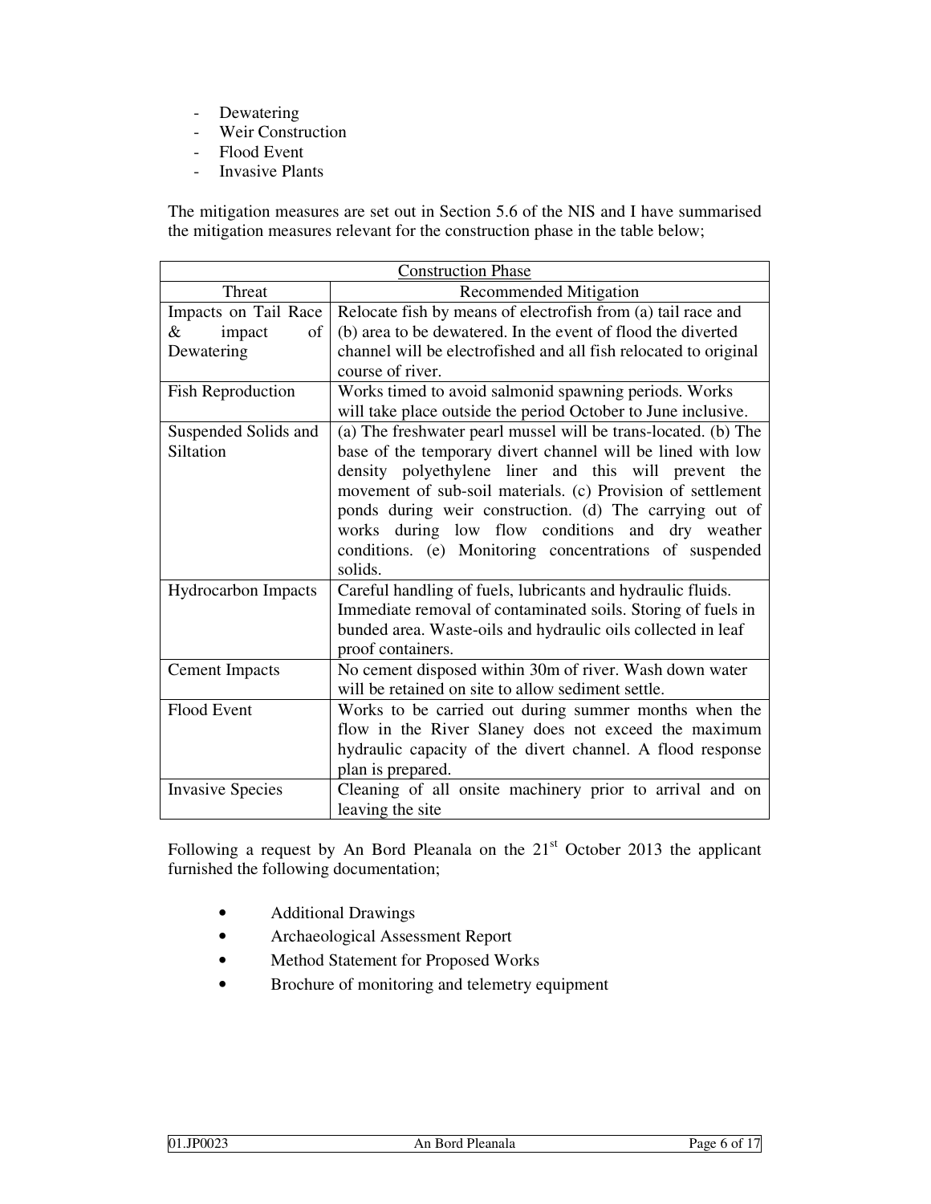- Dewatering
- Weir Construction
- Flood Event
- Invasive Plants

The mitigation measures are set out in Section 5.6 of the NIS and I have summarised the mitigation measures relevant for the construction phase in the table below;

| Construction Phase | |
|---|---|
| Threat | Recommended Mitigation |
| Impacts on Tail Race & impact of Dewatering | Relocate fish by means of electrofish from (a) tail race and (b) area to be dewatered. In the event of flood the diverted channel will be electrofished and all fish relocated to original course of river. |
| Fish Reproduction | Works timed to avoid salmonid spawning periods. Works will take place outside the period October to June inclusive. |
| Suspended Solids and Siltation | (a) The freshwater pearl mussel will be trans-located. (b) The base of the temporary divert channel will be lined with low density polyethylene liner and this will prevent the movement of sub-soil materials. (c) Provision of settlement ponds during weir construction. (d) The carrying out of works during low flow conditions and dry weather conditions. (e) Monitoring concentrations of suspended solids. |
| Hydrocarbon Impacts | Careful handling of fuels, lubricants and hydraulic fluids. Immediate removal of contaminated soils. Storing of fuels in bunded area. Waste-oils and hydraulic oils collected in leaf proof containers. |
| Cement Impacts | No cement disposed within 30m of river. Wash down water will be retained on site to allow sediment settle. |
| Flood Event | Works to be carried out during summer months when the flow in the River Slaney does not exceed the maximum hydraulic capacity of the divert channel. A flood response plan is prepared. |
| Invasive Species | Cleaning of all onsite machinery prior to arrival and on leaving the site |

Following a request by An Bord Pleanala on the 21st October 2013 the applicant furnished the following documentation;

- Additional Drawings
- Archaeological Assessment Report
- Method Statement for Proposed Works
- Brochure of monitoring and telemetry equipment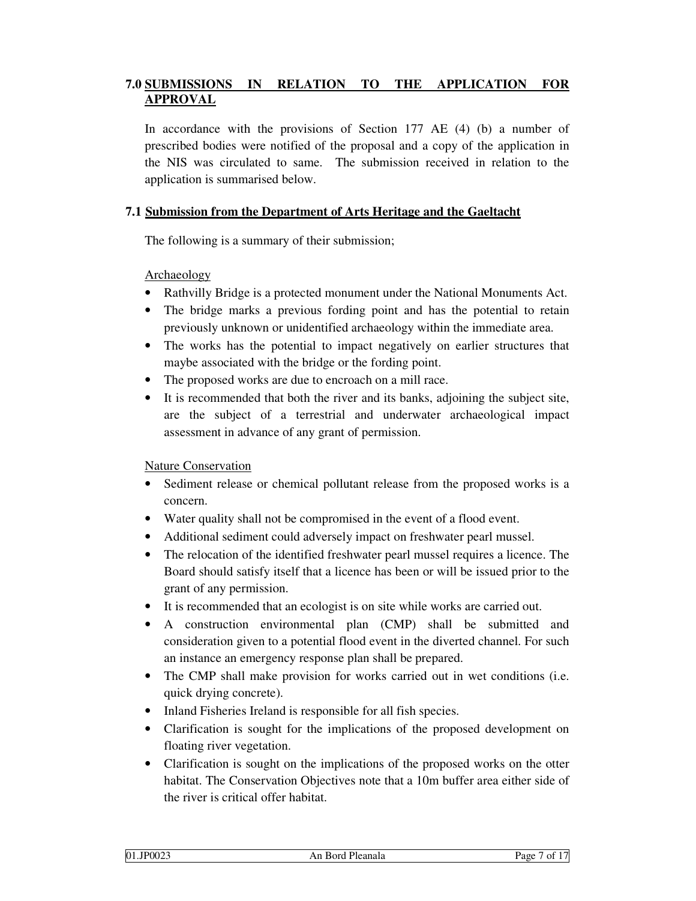## 7.0 SUBMISSIONS IN RELATION TO THE APPLICATION FOR APPROVAL

In accordance with the provisions of Section 177 AE (4) (b) a number of prescribed bodies were notified of the proposal and a copy of the application in the NIS was circulated to same. The submission received in relation to the application is summarised below.

### 7.1 Submission from the Department of Arts Heritage and the Gaeltacht

The following is a summary of their submission;

Archaeology

- Rathvilly Bridge is a protected monument under the National Monuments Act.
- The bridge marks a previous fording point and has the potential to retain previously unknown or unidentified archaeology within the immediate area.
- The works has the potential to impact negatively on earlier structures that maybe associated with the bridge or the fording point.
- The proposed works are due to encroach on a mill race.
- It is recommended that both the river and its banks, adjoining the subject site, are the subject of a terrestrial and underwater archaeological impact assessment in advance of any grant of permission.

Nature Conservation

- Sediment release or chemical pollutant release from the proposed works is a concern.
- Water quality shall not be compromised in the event of a flood event.
- Additional sediment could adversely impact on freshwater pearl mussel.
- The relocation of the identified freshwater pearl mussel requires a licence. The Board should satisfy itself that a licence has been or will be issued prior to the grant of any permission.
- It is recommended that an ecologist is on site while works are carried out.
- A construction environmental plan (CMP) shall be submitted and consideration given to a potential flood event in the diverted channel. For such an instance an emergency response plan shall be prepared.
- The CMP shall make provision for works carried out in wet conditions (i.e. quick drying concrete).
- Inland Fisheries Ireland is responsible for all fish species.
- Clarification is sought for the implications of the proposed development on floating river vegetation.
- Clarification is sought on the implications of the proposed works on the otter habitat. The Conservation Objectives note that a 10m buffer area either side of the river is critical offer habitat.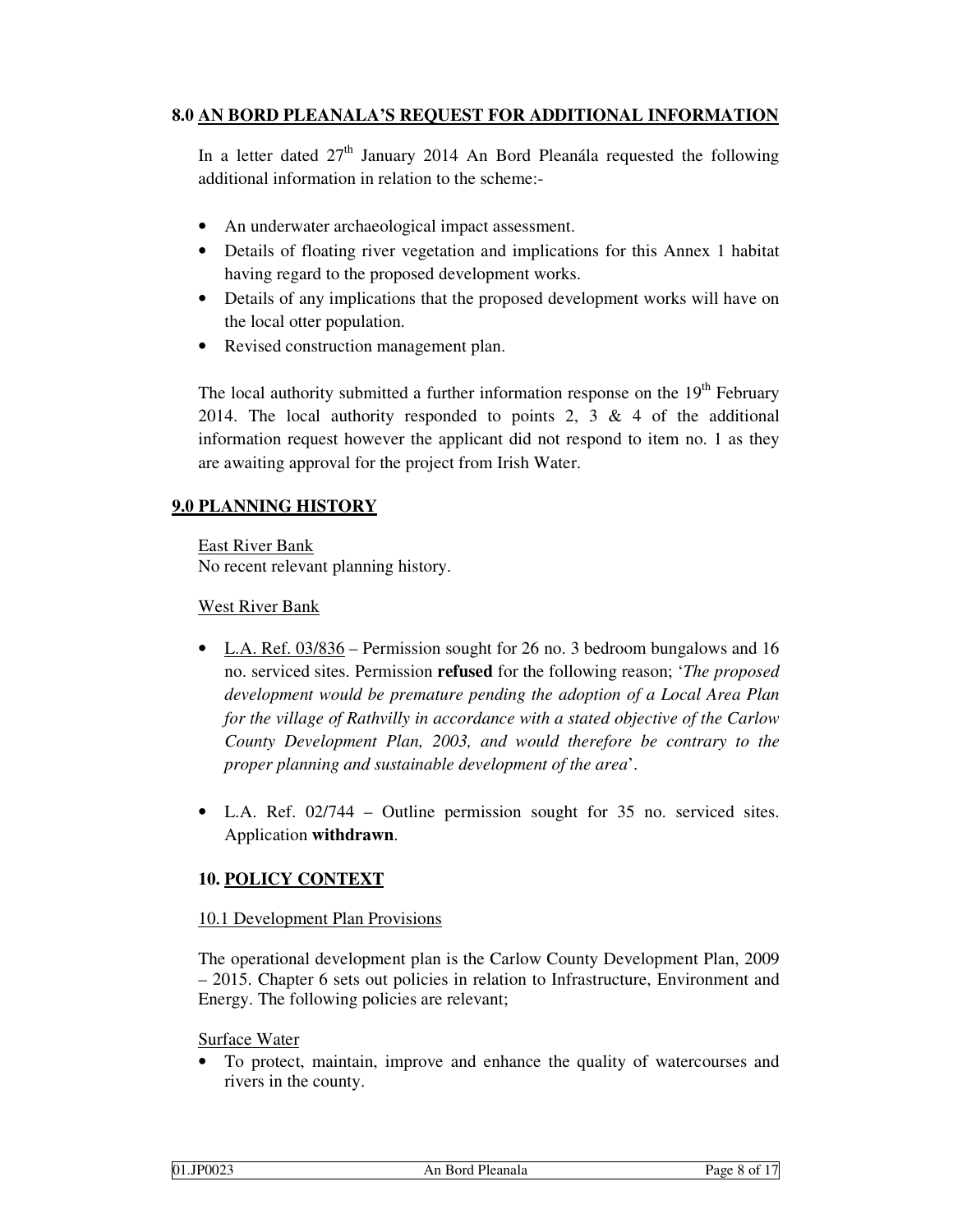## 8.0 AN BORD PLEANALA'S REQUEST FOR ADDITIONAL INFORMATION

In a letter dated 27th January 2014 An Bord Pleanála requested the following additional information in relation to the scheme:-

- An underwater archaeological impact assessment.
- Details of floating river vegetation and implications for this Annex 1 habitat having regard to the proposed development works.
- Details of any implications that the proposed development works will have on the local otter population.
- Revised construction management plan.

The local authority submitted a further information response on the 19th February 2014. The local authority responded to points 2, 3 & 4 of the additional information request however the applicant did not respond to item no. 1 as they are awaiting approval for the project from Irish Water.

## 9.0 PLANNING HISTORY

East River Bank
No recent relevant planning history.

West River Bank

- L.A. Ref. 03/836 – Permission sought for 26 no. 3 bedroom bungalows and 16 no. serviced sites. Permission **refused** for the following reason; '*The proposed development would be premature pending the adoption of a Local Area Plan for the village of Rathvilly in accordance with a stated objective of the Carlow County Development Plan, 2003, and would therefore be contrary to the proper planning and sustainable development of the area*'.

- L.A. Ref. 02/744 – Outline permission sought for 35 no. serviced sites. Application **withdrawn**.

## 10. POLICY CONTEXT

### 10.1 Development Plan Provisions

The operational development plan is the Carlow County Development Plan, 2009 – 2015. Chapter 6 sets out policies in relation to Infrastructure, Environment and Energy. The following policies are relevant;

Surface Water

- To protect, maintain, improve and enhance the quality of watercourses and rivers in the county.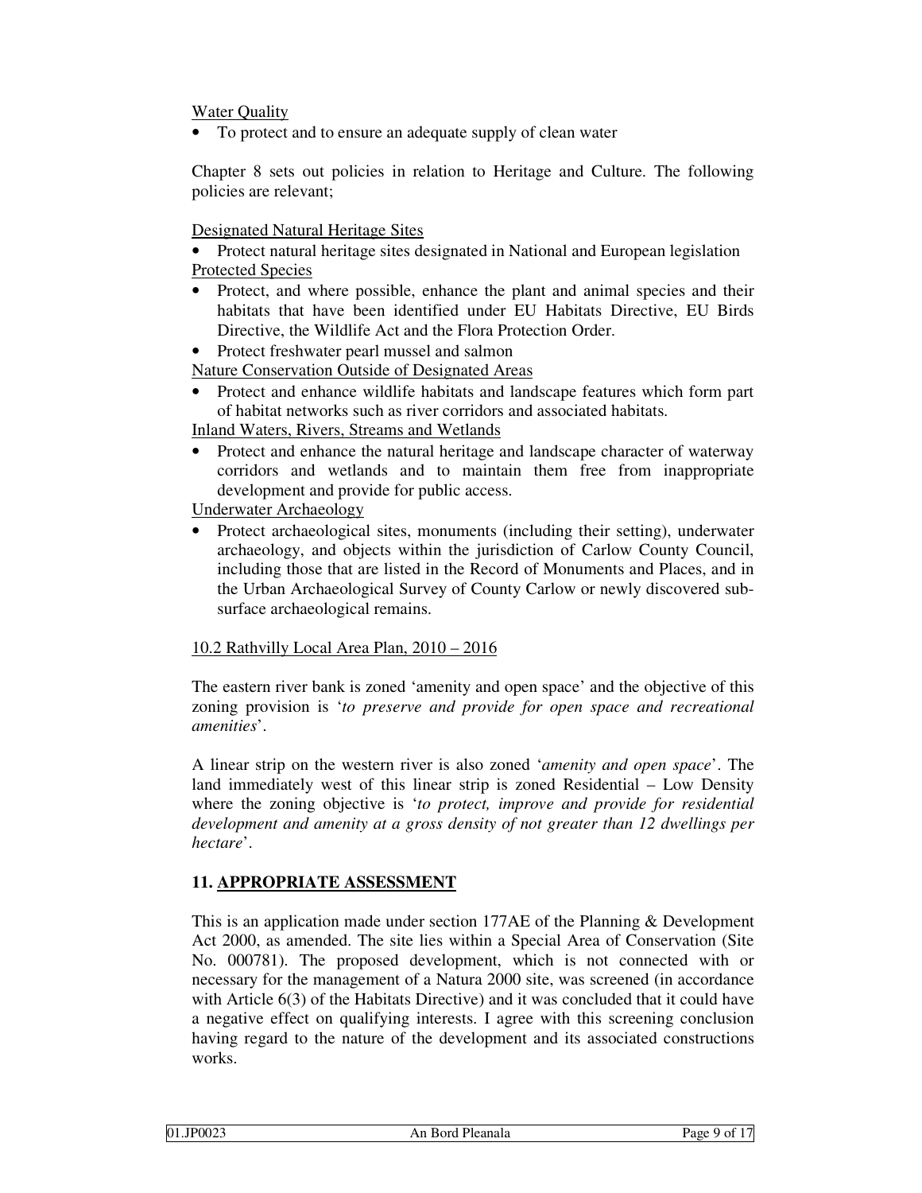Water Quality

- To protect and to ensure an adequate supply of clean water

Chapter 8 sets out policies in relation to Heritage and Culture. The following policies are relevant;

Designated Natural Heritage Sites

- Protect natural heritage sites designated in National and European legislation

Protected Species

- Protect, and where possible, enhance the plant and animal species and their habitats that have been identified under EU Habitats Directive, EU Birds Directive, the Wildlife Act and the Flora Protection Order.
- Protect freshwater pearl mussel and salmon

Nature Conservation Outside of Designated Areas

- Protect and enhance wildlife habitats and landscape features which form part of habitat networks such as river corridors and associated habitats.

Inland Waters, Rivers, Streams and Wetlands

- Protect and enhance the natural heritage and landscape character of waterway corridors and wetlands and to maintain them free from inappropriate development and provide for public access.

Underwater Archaeology

- Protect archaeological sites, monuments (including their setting), underwater archaeology, and objects within the jurisdiction of Carlow County Council, including those that are listed in the Record of Monuments and Places, and in the Urban Archaeological Survey of County Carlow or newly discovered sub-surface archaeological remains.

10.2 Rathvilly Local Area Plan, 2010 – 2016

The eastern river bank is zoned 'amenity and open space' and the objective of this zoning provision is '*to preserve and provide for open space and recreational amenities*'.

A linear strip on the western river is also zoned '*amenity and open space*'. The land immediately west of this linear strip is zoned Residential – Low Density where the zoning objective is '*to protect, improve and provide for residential development and amenity at a gross density of not greater than 12 dwellings per hectare*'.

## 11. APPROPRIATE ASSESSMENT

This is an application made under section 177AE of the Planning & Development Act 2000, as amended. The site lies within a Special Area of Conservation (Site No. 000781). The proposed development, which is not connected with or necessary for the management of a Natura 2000 site, was screened (in accordance with Article 6(3) of the Habitats Directive) and it was concluded that it could have a negative effect on qualifying interests. I agree with this screening conclusion having regard to the nature of the development and its associated constructions works.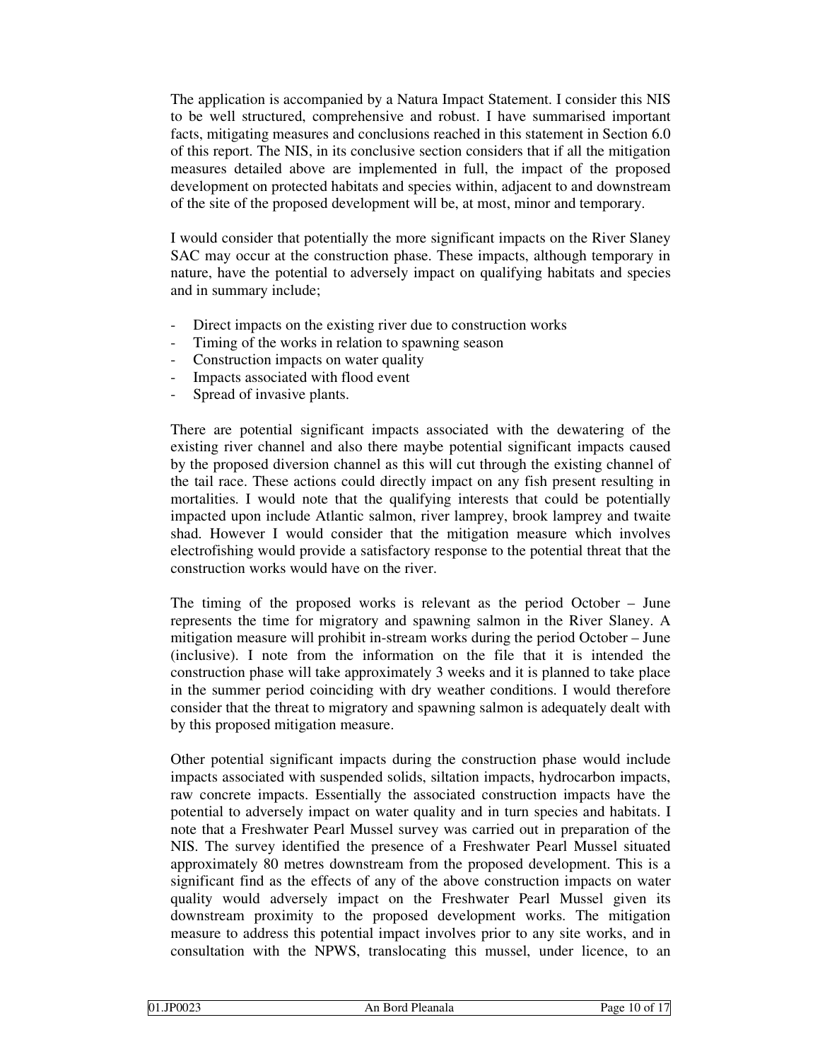The application is accompanied by a Natura Impact Statement. I consider this NIS to be well structured, comprehensive and robust. I have summarised important facts, mitigating measures and conclusions reached in this statement in Section 6.0 of this report. The NIS, in its conclusive section considers that if all the mitigation measures detailed above are implemented in full, the impact of the proposed development on protected habitats and species within, adjacent to and downstream of the site of the proposed development will be, at most, minor and temporary.

I would consider that potentially the more significant impacts on the River Slaney SAC may occur at the construction phase. These impacts, although temporary in nature, have the potential to adversely impact on qualifying habitats and species and in summary include;

- Direct impacts on the existing river due to construction works
- Timing of the works in relation to spawning season
- Construction impacts on water quality
- Impacts associated with flood event
- Spread of invasive plants.

There are potential significant impacts associated with the dewatering of the existing river channel and also there maybe potential significant impacts caused by the proposed diversion channel as this will cut through the existing channel of the tail race. These actions could directly impact on any fish present resulting in mortalities. I would note that the qualifying interests that could be potentially impacted upon include Atlantic salmon, river lamprey, brook lamprey and twaite shad. However I would consider that the mitigation measure which involves electrofishing would provide a satisfactory response to the potential threat that the construction works would have on the river.

The timing of the proposed works is relevant as the period October – June represents the time for migratory and spawning salmon in the River Slaney. A mitigation measure will prohibit in-stream works during the period October – June (inclusive). I note from the information on the file that it is intended the construction phase will take approximately 3 weeks and it is planned to take place in the summer period coinciding with dry weather conditions. I would therefore consider that the threat to migratory and spawning salmon is adequately dealt with by this proposed mitigation measure.

Other potential significant impacts during the construction phase would include impacts associated with suspended solids, siltation impacts, hydrocarbon impacts, raw concrete impacts. Essentially the associated construction impacts have the potential to adversely impact on water quality and in turn species and habitats. I note that a Freshwater Pearl Mussel survey was carried out in preparation of the NIS. The survey identified the presence of a Freshwater Pearl Mussel situated approximately 80 metres downstream from the proposed development. This is a significant find as the effects of any of the above construction impacts on water quality would adversely impact on the Freshwater Pearl Mussel given its downstream proximity to the proposed development works. The mitigation measure to address this potential impact involves prior to any site works, and in consultation with the NPWS, translocating this mussel, under licence, to an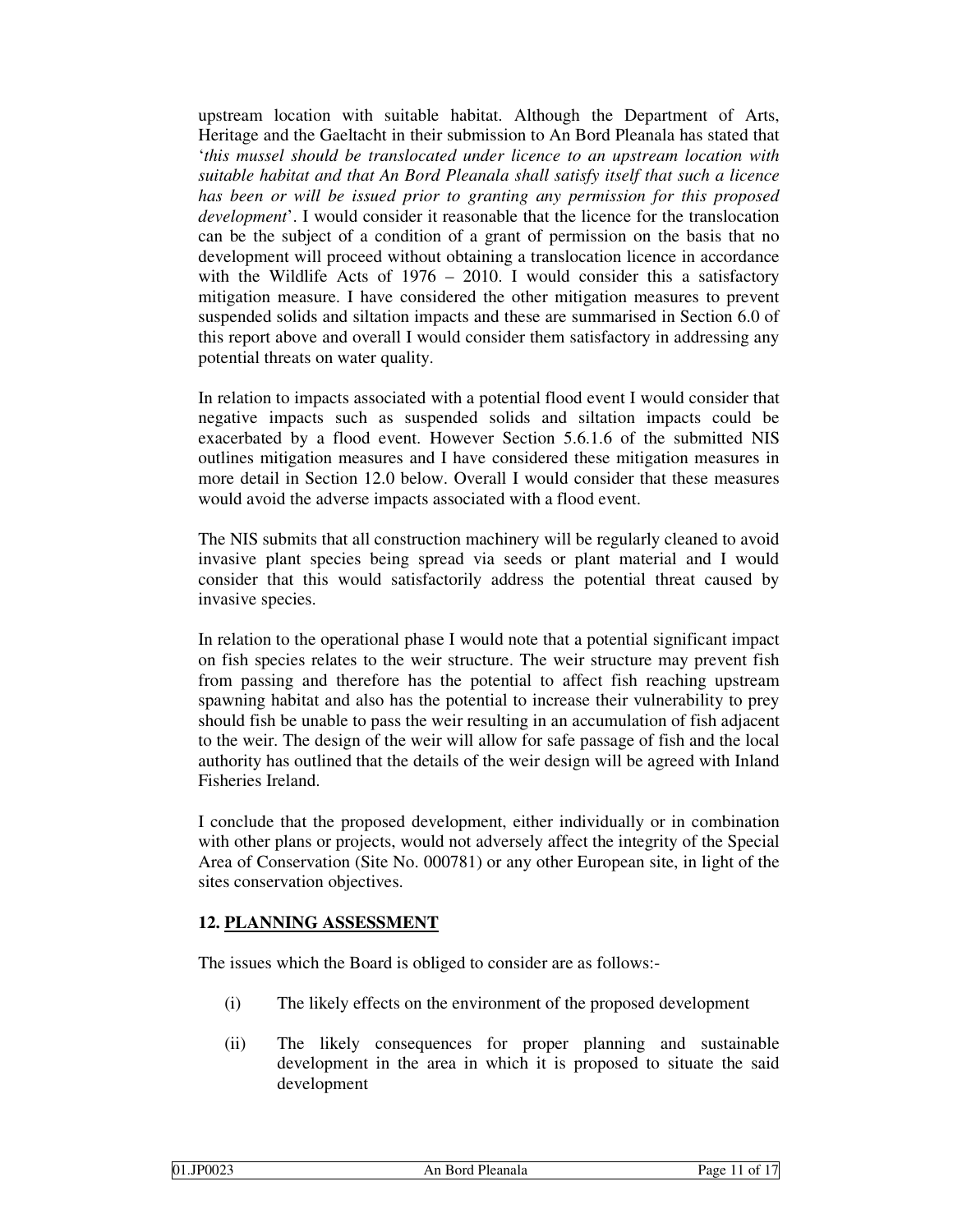upstream location with suitable habitat. Although the Department of Arts, Heritage and the Gaeltacht in their submission to An Bord Pleanala has stated that '*this mussel should be translocated under licence to an upstream location with suitable habitat and that An Bord Pleanala shall satisfy itself that such a licence has been or will be issued prior to granting any permission for this proposed development*'. I would consider it reasonable that the licence for the translocation can be the subject of a condition of a grant of permission on the basis that no development will proceed without obtaining a translocation licence in accordance with the Wildlife Acts of 1976 – 2010. I would consider this a satisfactory mitigation measure. I have considered the other mitigation measures to prevent suspended solids and siltation impacts and these are summarised in Section 6.0 of this report above and overall I would consider them satisfactory in addressing any potential threats on water quality.

In relation to impacts associated with a potential flood event I would consider that negative impacts such as suspended solids and siltation impacts could be exacerbated by a flood event. However Section 5.6.1.6 of the submitted NIS outlines mitigation measures and I have considered these mitigation measures in more detail in Section 12.0 below. Overall I would consider that these measures would avoid the adverse impacts associated with a flood event.

The NIS submits that all construction machinery will be regularly cleaned to avoid invasive plant species being spread via seeds or plant material and I would consider that this would satisfactorily address the potential threat caused by invasive species.

In relation to the operational phase I would note that a potential significant impact on fish species relates to the weir structure. The weir structure may prevent fish from passing and therefore has the potential to affect fish reaching upstream spawning habitat and also has the potential to increase their vulnerability to prey should fish be unable to pass the weir resulting in an accumulation of fish adjacent to the weir. The design of the weir will allow for safe passage of fish and the local authority has outlined that the details of the weir design will be agreed with Inland Fisheries Ireland.

I conclude that the proposed development, either individually or in combination with other plans or projects, would not adversely affect the integrity of the Special Area of Conservation (Site No. 000781) or any other European site, in light of the sites conservation objectives.

## 12. PLANNING ASSESSMENT

The issues which the Board is obliged to consider are as follows:-

(i) The likely effects on the environment of the proposed development

(ii) The likely consequences for proper planning and sustainable development in the area in which it is proposed to situate the said development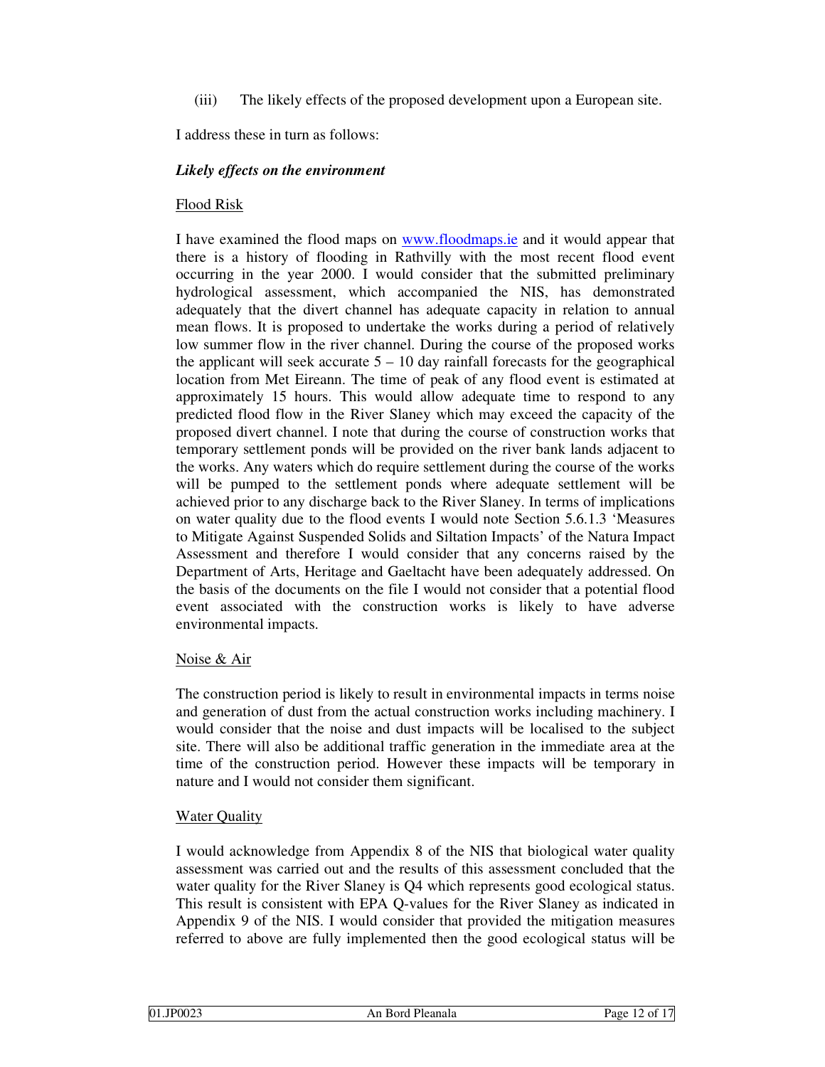(iii) The likely effects of the proposed development upon a European site.

I address these in turn as follows:

***Likely effects on the environment***

Flood Risk

I have examined the flood maps on [www.floodmaps.ie](http://www.floodmaps.ie) and it would appear that there is a history of flooding in Rathvilly with the most recent flood event occurring in the year 2000. I would consider that the submitted preliminary hydrological assessment, which accompanied the NIS, has demonstrated adequately that the divert channel has adequate capacity in relation to annual mean flows. It is proposed to undertake the works during a period of relatively low summer flow in the river channel. During the course of the proposed works the applicant will seek accurate 5 – 10 day rainfall forecasts for the geographical location from Met Eireann. The time of peak of any flood event is estimated at approximately 15 hours. This would allow adequate time to respond to any predicted flood flow in the River Slaney which may exceed the capacity of the proposed divert channel. I note that during the course of construction works that temporary settlement ponds will be provided on the river bank lands adjacent to the works. Any waters which do require settlement during the course of the works will be pumped to the settlement ponds where adequate settlement will be achieved prior to any discharge back to the River Slaney. In terms of implications on water quality due to the flood events I would note Section 5.6.1.3 'Measures to Mitigate Against Suspended Solids and Siltation Impacts' of the Natura Impact Assessment and therefore I would consider that any concerns raised by the Department of Arts, Heritage and Gaeltacht have been adequately addressed. On the basis of the documents on the file I would not consider that a potential flood event associated with the construction works is likely to have adverse environmental impacts.

Noise & Air

The construction period is likely to result in environmental impacts in terms noise and generation of dust from the actual construction works including machinery. I would consider that the noise and dust impacts will be localised to the subject site. There will also be additional traffic generation in the immediate area at the time of the construction period. However these impacts will be temporary in nature and I would not consider them significant.

Water Quality

I would acknowledge from Appendix 8 of the NIS that biological water quality assessment was carried out and the results of this assessment concluded that the water quality for the River Slaney is Q4 which represents good ecological status. This result is consistent with EPA Q-values for the River Slaney as indicated in Appendix 9 of the NIS. I would consider that provided the mitigation measures referred to above are fully implemented then the good ecological status will be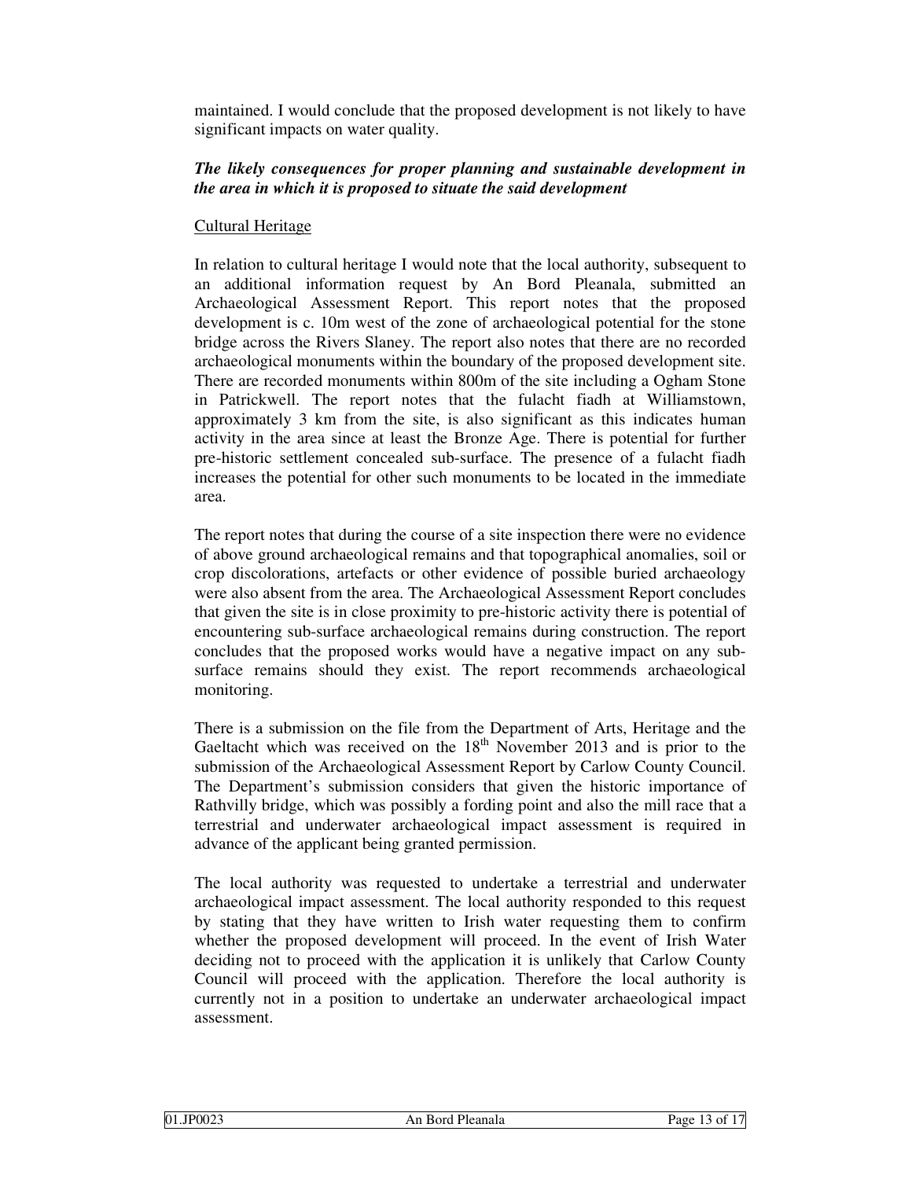maintained. I would conclude that the proposed development is not likely to have significant impacts on water quality.

***The likely consequences for proper planning and sustainable development in the area in which it is proposed to situate the said development***

Cultural Heritage

In relation to cultural heritage I would note that the local authority, subsequent to an additional information request by An Bord Pleanala, submitted an Archaeological Assessment Report. This report notes that the proposed development is c. 10m west of the zone of archaeological potential for the stone bridge across the Rivers Slaney. The report also notes that there are no recorded archaeological monuments within the boundary of the proposed development site. There are recorded monuments within 800m of the site including a Ogham Stone in Patrickwell. The report notes that the fulacht fiadh at Williamstown, approximately 3 km from the site, is also significant as this indicates human activity in the area since at least the Bronze Age. There is potential for further pre-historic settlement concealed sub-surface. The presence of a fulacht fiadh increases the potential for other such monuments to be located in the immediate area.

The report notes that during the course of a site inspection there were no evidence of above ground archaeological remains and that topographical anomalies, soil or crop discolorations, artefacts or other evidence of possible buried archaeology were also absent from the area. The Archaeological Assessment Report concludes that given the site is in close proximity to pre-historic activity there is potential of encountering sub-surface archaeological remains during construction. The report concludes that the proposed works would have a negative impact on any sub-surface remains should they exist. The report recommends archaeological monitoring.

There is a submission on the file from the Department of Arts, Heritage and the Gaeltacht which was received on the 18th November 2013 and is prior to the submission of the Archaeological Assessment Report by Carlow County Council. The Department's submission considers that given the historic importance of Rathvilly bridge, which was possibly a fording point and also the mill race that a terrestrial and underwater archaeological impact assessment is required in advance of the applicant being granted permission.

The local authority was requested to undertake a terrestrial and underwater archaeological impact assessment. The local authority responded to this request by stating that they have written to Irish water requesting them to confirm whether the proposed development will proceed. In the event of Irish Water deciding not to proceed with the application it is unlikely that Carlow County Council will proceed with the application. Therefore the local authority is currently not in a position to undertake an underwater archaeological impact assessment.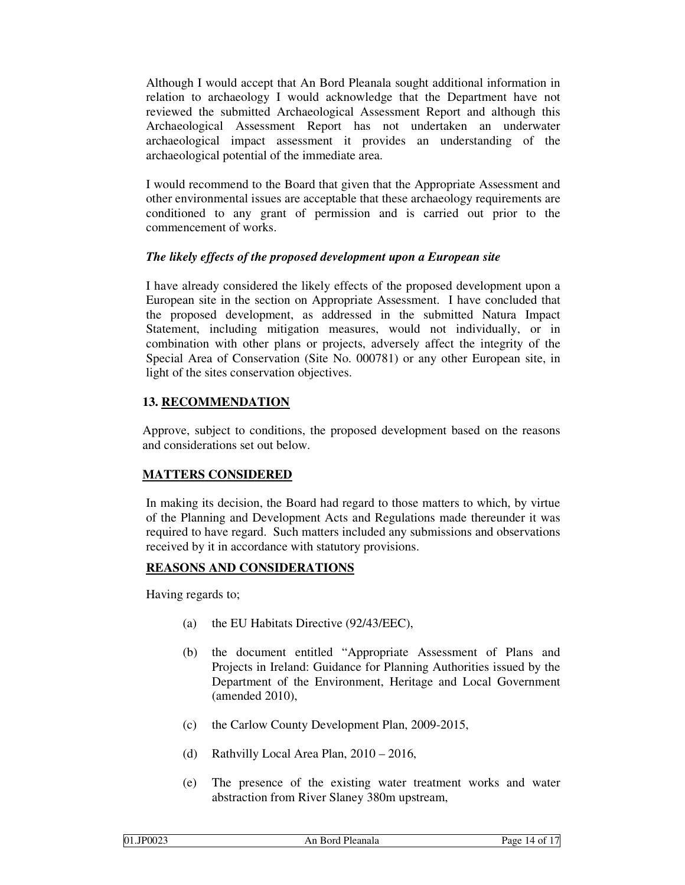Although I would accept that An Bord Pleanala sought additional information in relation to archaeology I would acknowledge that the Department have not reviewed the submitted Archaeological Assessment Report and although this Archaeological Assessment Report has not undertaken an underwater archaeological impact assessment it provides an understanding of the archaeological potential of the immediate area.

I would recommend to the Board that given that the Appropriate Assessment and other environmental issues are acceptable that these archaeology requirements are conditioned to any grant of permission and is carried out prior to the commencement of works.

***The likely effects of the proposed development upon a European site***

I have already considered the likely effects of the proposed development upon a European site in the section on Appropriate Assessment. I have concluded that the proposed development, as addressed in the submitted Natura Impact Statement, including mitigation measures, would not individually, or in combination with other plans or projects, adversely affect the integrity of the Special Area of Conservation (Site No. 000781) or any other European site, in light of the sites conservation objectives.

## 13. RECOMMENDATION

Approve, subject to conditions, the proposed development based on the reasons and considerations set out below.

## MATTERS CONSIDERED

In making its decision, the Board had regard to those matters to which, by virtue of the Planning and Development Acts and Regulations made thereunder it was required to have regard. Such matters included any submissions and observations received by it in accordance with statutory provisions.

## REASONS AND CONSIDERATIONS

Having regards to;

(a) the EU Habitats Directive (92/43/EEC),

(b) the document entitled "Appropriate Assessment of Plans and Projects in Ireland: Guidance for Planning Authorities issued by the Department of the Environment, Heritage and Local Government (amended 2010),

(c) the Carlow County Development Plan, 2009-2015,

(d) Rathvilly Local Area Plan, 2010 – 2016,

(e) The presence of the existing water treatment works and water abstraction from River Slaney 380m upstream,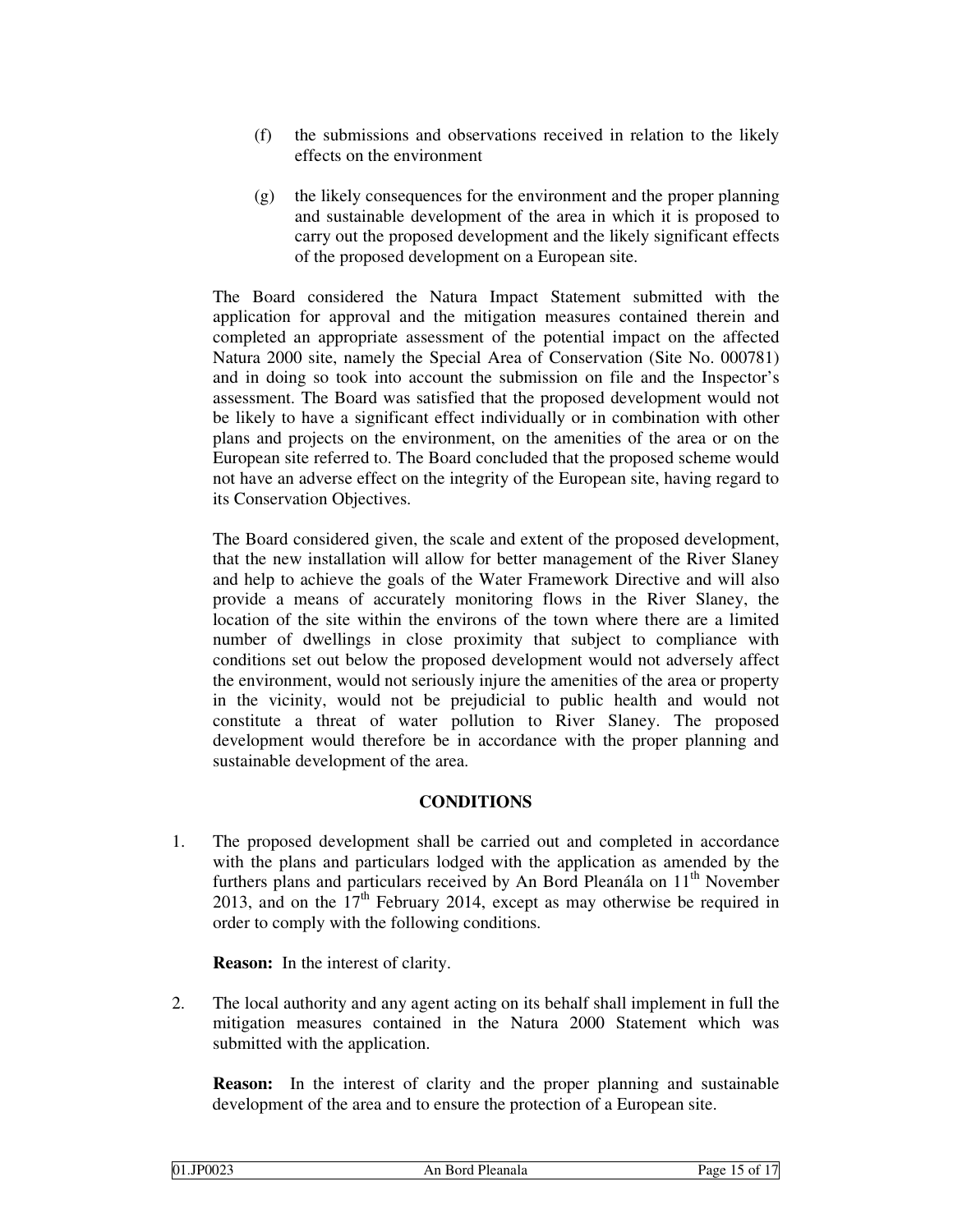(f) the submissions and observations received in relation to the likely effects on the environment

(g) the likely consequences for the environment and the proper planning and sustainable development of the area in which it is proposed to carry out the proposed development and the likely significant effects of the proposed development on a European site.

The Board considered the Natura Impact Statement submitted with the application for approval and the mitigation measures contained therein and completed an appropriate assessment of the potential impact on the affected Natura 2000 site, namely the Special Area of Conservation (Site No. 000781) and in doing so took into account the submission on file and the Inspector's assessment. The Board was satisfied that the proposed development would not be likely to have a significant effect individually or in combination with other plans and projects on the environment, on the amenities of the area or on the European site referred to. The Board concluded that the proposed scheme would not have an adverse effect on the integrity of the European site, having regard to its Conservation Objectives.

The Board considered given, the scale and extent of the proposed development, that the new installation will allow for better management of the River Slaney and help to achieve the goals of the Water Framework Directive and will also provide a means of accurately monitoring flows in the River Slaney, the location of the site within the environs of the town where there are a limited number of dwellings in close proximity that subject to compliance with conditions set out below the proposed development would not adversely affect the environment, would not seriously injure the amenities of the area or property in the vicinity, would not be prejudicial to public health and would not constitute a threat of water pollution to River Slaney. The proposed development would therefore be in accordance with the proper planning and sustainable development of the area.

## CONDITIONS

1. The proposed development shall be carried out and completed in accordance with the plans and particulars lodged with the application as amended by the furthers plans and particulars received by An Bord Pleanála on 11th November 2013, and on the 17th February 2014, except as may otherwise be required in order to comply with the following conditions.

   **Reason:** In the interest of clarity.

2. The local authority and any agent acting on its behalf shall implement in full the mitigation measures contained in the Natura 2000 Statement which was submitted with the application.

   **Reason:** In the interest of clarity and the proper planning and sustainable development of the area and to ensure the protection of a European site.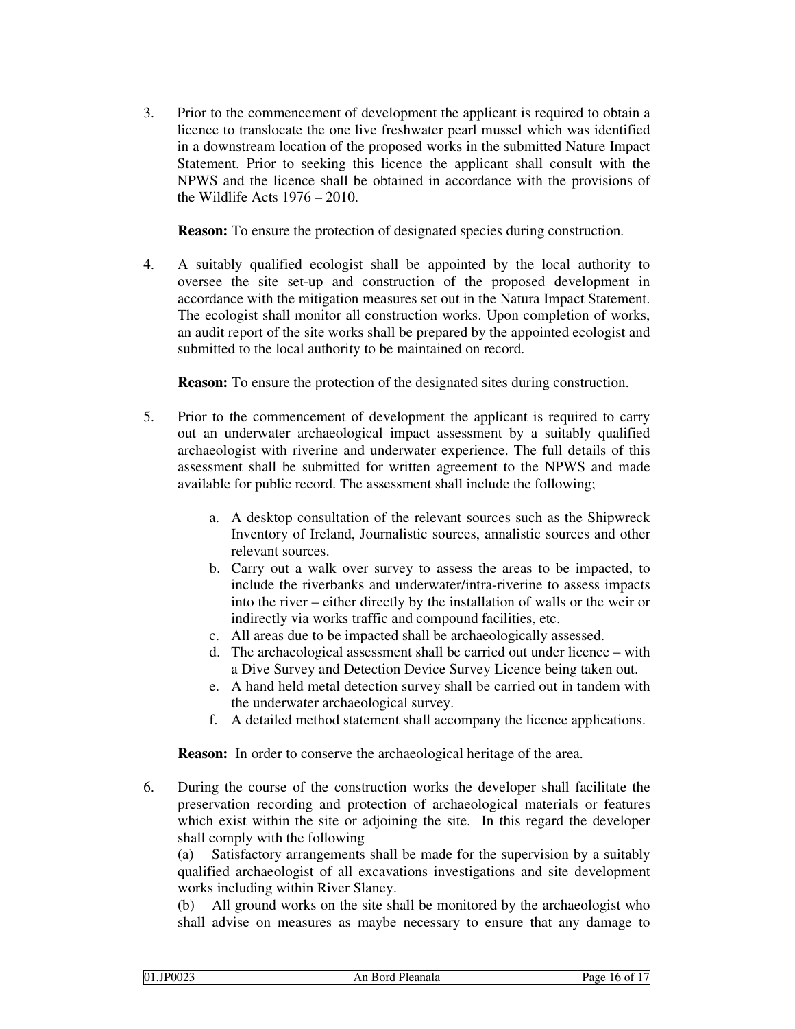3. Prior to the commencement of development the applicant is required to obtain a licence to translocate the one live freshwater pearl mussel which was identified in a downstream location of the proposed works in the submitted Nature Impact Statement. Prior to seeking this licence the applicant shall consult with the NPWS and the licence shall be obtained in accordance with the provisions of the Wildlife Acts 1976 – 2010.

   **Reason:** To ensure the protection of designated species during construction.

4. A suitably qualified ecologist shall be appointed by the local authority to oversee the site set-up and construction of the proposed development in accordance with the mitigation measures set out in the Natura Impact Statement. The ecologist shall monitor all construction works. Upon completion of works, an audit report of the site works shall be prepared by the appointed ecologist and submitted to the local authority to be maintained on record.

   **Reason:** To ensure the protection of the designated sites during construction.

5. Prior to the commencement of development the applicant is required to carry out an underwater archaeological impact assessment by a suitably qualified archaeologist with riverine and underwater experience. The full details of this assessment shall be submitted for written agreement to the NPWS and made available for public record. The assessment shall include the following;

   a. A desktop consultation of the relevant sources such as the Shipwreck Inventory of Ireland, Journalistic sources, annalistic sources and other relevant sources.
   b. Carry out a walk over survey to assess the areas to be impacted, to include the riverbanks and underwater/intra-riverine to assess impacts into the river – either directly by the installation of walls or the weir or indirectly via works traffic and compound facilities, etc.
   c. All areas due to be impacted shall be archaeologically assessed.
   d. The archaeological assessment shall be carried out under licence – with a Dive Survey and Detection Device Survey Licence being taken out.
   e. A hand held metal detection survey shall be carried out in tandem with the underwater archaeological survey.
   f. A detailed method statement shall accompany the licence applications.

   **Reason:** In order to conserve the archaeological heritage of the area.

6. During the course of the construction works the developer shall facilitate the preservation recording and protection of archaeological materials or features which exist within the site or adjoining the site. In this regard the developer shall comply with the following

   (a) Satisfactory arrangements shall be made for the supervision by a suitably qualified archaeologist of all excavations investigations and site development works including within River Slaney.

   (b) All ground works on the site shall be monitored by the archaeologist who shall advise on measures as maybe necessary to ensure that any damage to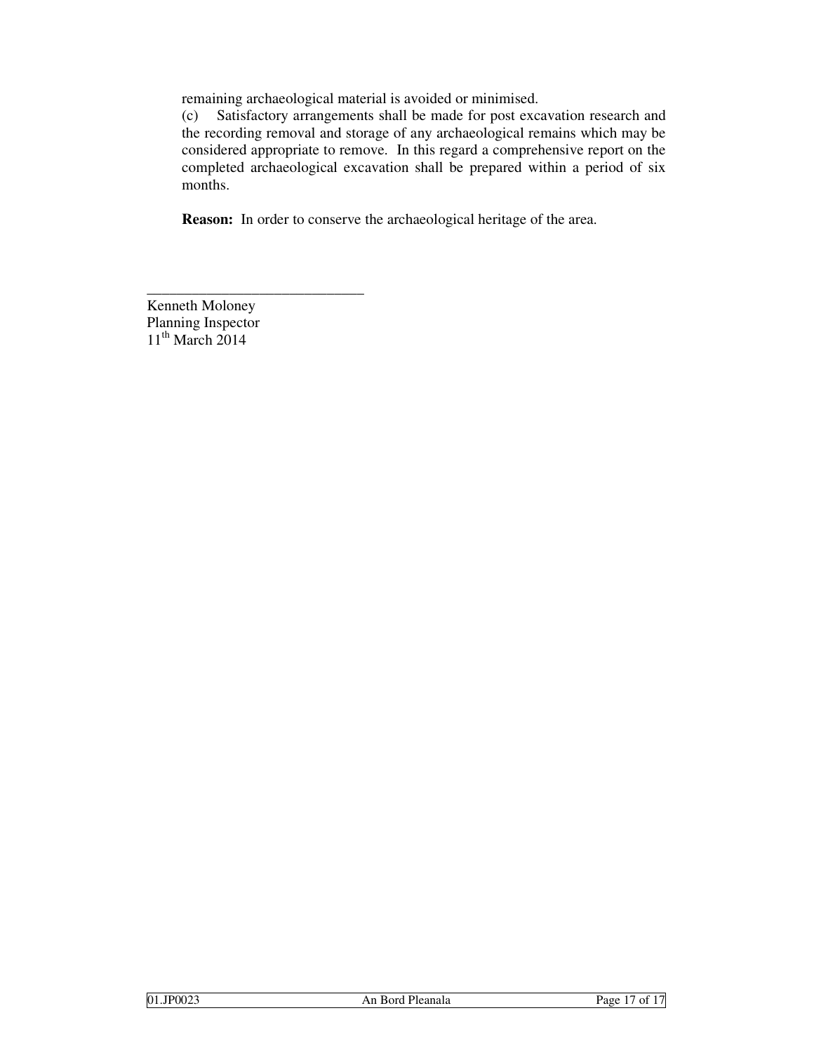remaining archaeological material is avoided or minimised.

(c) Satisfactory arrangements shall be made for post excavation research and the recording removal and storage of any archaeological remains which may be considered appropriate to remove. In this regard a comprehensive report on the completed archaeological excavation shall be prepared within a period of six months.

**Reason:** In order to conserve the archaeological heritage of the area.

_____________________________

Kenneth Moloney
Planning Inspector
11th March 2014